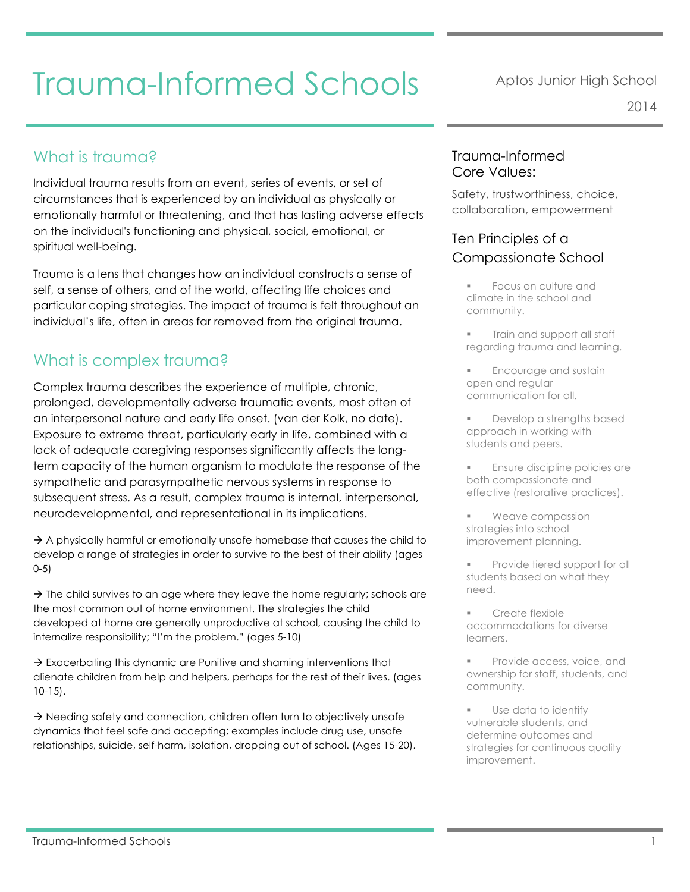# Trauma-Informed Schools

Aptos Junior High School

2014

## What is trauma?

Individual trauma results from an event, series of events, or set of circumstances that is experienced by an individual as physically or emotionally harmful or threatening, and that has lasting adverse effects on the individual's functioning and physical, social, emotional, or spiritual well-being.

Trauma is a lens that changes how an individual constructs a sense of self, a sense of others, and of the world, affecting life choices and particular coping strategies. The impact of trauma is felt throughout an individual's life, often in areas far removed from the original trauma.

## What is complex trauma?

Complex trauma describes the experience of multiple, chronic, prolonged, developmentally adverse traumatic events, most often of an interpersonal nature and early life onset. (van der Kolk, no date). Exposure to extreme threat, particularly early in life, combined with a lack of adequate caregiving responses significantly affects the long-term capacity of the human organism to modulate the response of the sympathetic and parasympathetic nervous systems in response to subsequent stress. As a result, complex trauma is internal, interpersonal, neurodevelopmental, and representational in its implications.

→ A physically harmful or emotionally unsafe homebase that causes the child to develop a range of strategies in order to survive to the best of their ability (ages 0-5)

→ The child survives to an age where they leave the home regularly; schools are the most common out of home environment. The strategies the child developed at home are generally unproductive at school, causing the child to internalize responsibility; "I'm the problem." (ages 5-10)

→ Exacerbating this dynamic are Punitive and shaming interventions that alienate children from help and helpers, perhaps for the rest of their lives. (ages 10-15).

→ Needing safety and connection, children often turn to objectively unsafe dynamics that feel safe and accepting; examples include drug use, unsafe relationships, suicide, self-harm, isolation, dropping out of school. (Ages 15-20).

### Trauma-Informed Core Values:

Safety, trustworthiness, choice, collaboration, empowerment

### Ten Principles of a Compassionate School

- Focus on culture and climate in the school and community.
- Train and support all staff regarding trauma and learning.
- Encourage and sustain open and regular communication for all.
- Develop a strengths based approach in working with students and peers.
- Ensure discipline policies are both compassionate and effective (restorative practices).
- Weave compassion strategies into school improvement planning.
- Provide tiered support for all students based on what they need.
- Create flexible accommodations for diverse learners.
- Provide access, voice, and ownership for staff, students, and community.
- Use data to identify vulnerable students, and determine outcomes and strategies for continuous quality improvement.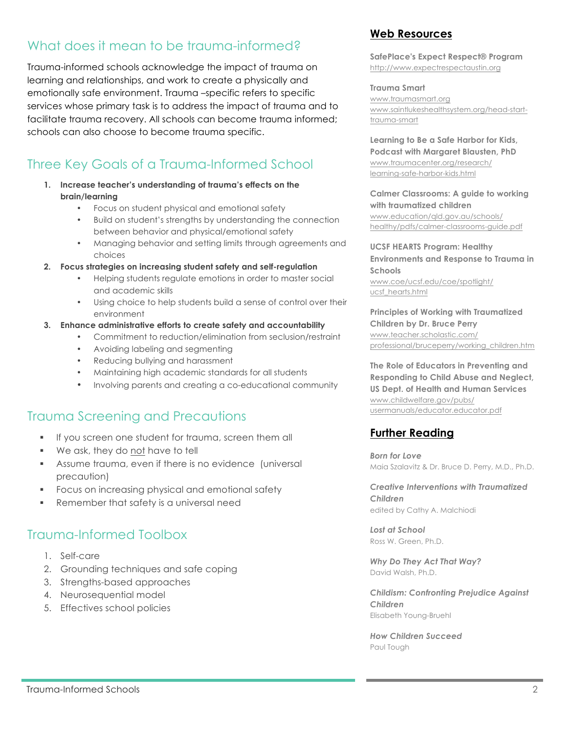## What does it mean to be trauma-informed?

Trauma-informed schools acknowledge the impact of trauma on learning and relationships, and work to create a physically and emotionally safe environment. Trauma –specific refers to specific services whose primary task is to address the impact of trauma and to facilitate trauma recovery. All schools can become trauma informed; schools can also choose to become trauma specific.

## Three Key Goals of a Trauma-Informed School

1. **Increase teacher's understanding of trauma's effects on the brain/learning**
   - Focus on student physical and emotional safety
   - Build on student's strengths by understanding the connection between behavior and physical/emotional safety
   - Managing behavior and setting limits through agreements and choices
2. **Focus strategies on increasing student safety and self-regulation**
   - Helping students regulate emotions in order to master social and academic skills
   - Using choice to help students build a sense of control over their environment
3. **Enhance administrative efforts to create safety and accountability**
   - Commitment to reduction/elimination from seclusion/restraint
   - Avoiding labeling and segmenting
   - Reducing bullying and harassment
   - Maintaining high academic standards for all students
   - Involving parents and creating a co-educational community

## Trauma Screening and Precautions

- If you screen one student for trauma, screen them all
- We ask, they do <u>not</u> have to tell
- Assume trauma, even if there is no evidence (universal precaution)
- Focus on increasing physical and emotional safety
- Remember that safety is a universal need

## Trauma-Informed Toolbox

1. Self-care
2. Grounding techniques and safe coping
3. Strengths-based approaches
4. Neurosequential model
5. Effectives school policies

## Web Resources

**SafePlace's Expect Respect® Program**
http://www.expectrespectaustin.org

**Trauma Smart**
www.traumasmart.org
www.saintlukeshealthsystem.org/head-start-trauma-smart

**Learning to Be a Safe Harbor for Kids, Podcast with Margaret Blausten, PhD**
www.traumacenter.org/research/learning-safe-harbor-kids.html

**Calmer Classrooms: A guide to working with traumatized children**
www.education/qld.gov.au/schools/healthy/pdfs/calmer-classrooms-guide.pdf

**UCSF HEARTS Program: Healthy Environments and Response to Trauma in Schools**
www.coe/ucsf.edu/coe/spotlight/ucsf_hearts.html

**Principles of Working with Traumatized Children by Dr. Bruce Perry**
www.teacher.scholastic.com/professional/bruceperry/working_children.htm

**The Role of Educators in Preventing and Responding to Child Abuse and Neglect, US Dept. of Health and Human Services**
www.childwelfare.gov/pubs/usermanuals/educator.educator.pdf

## Further Reading

***Born for Love***
Maia Szalavitz & Dr. Bruce D. Perry, M.D., Ph.D.

***Creative Interventions with Traumatized Children***
edited by Cathy A. Malchiodi

***Lost at School***
Ross W. Green, Ph.D.

***Why Do They Act That Way?***
David Walsh, Ph.D.

***Childism: Confronting Prejudice Against Children***
Elisabeth Young-Bruehl

***How Children Succeed***
Paul Tough